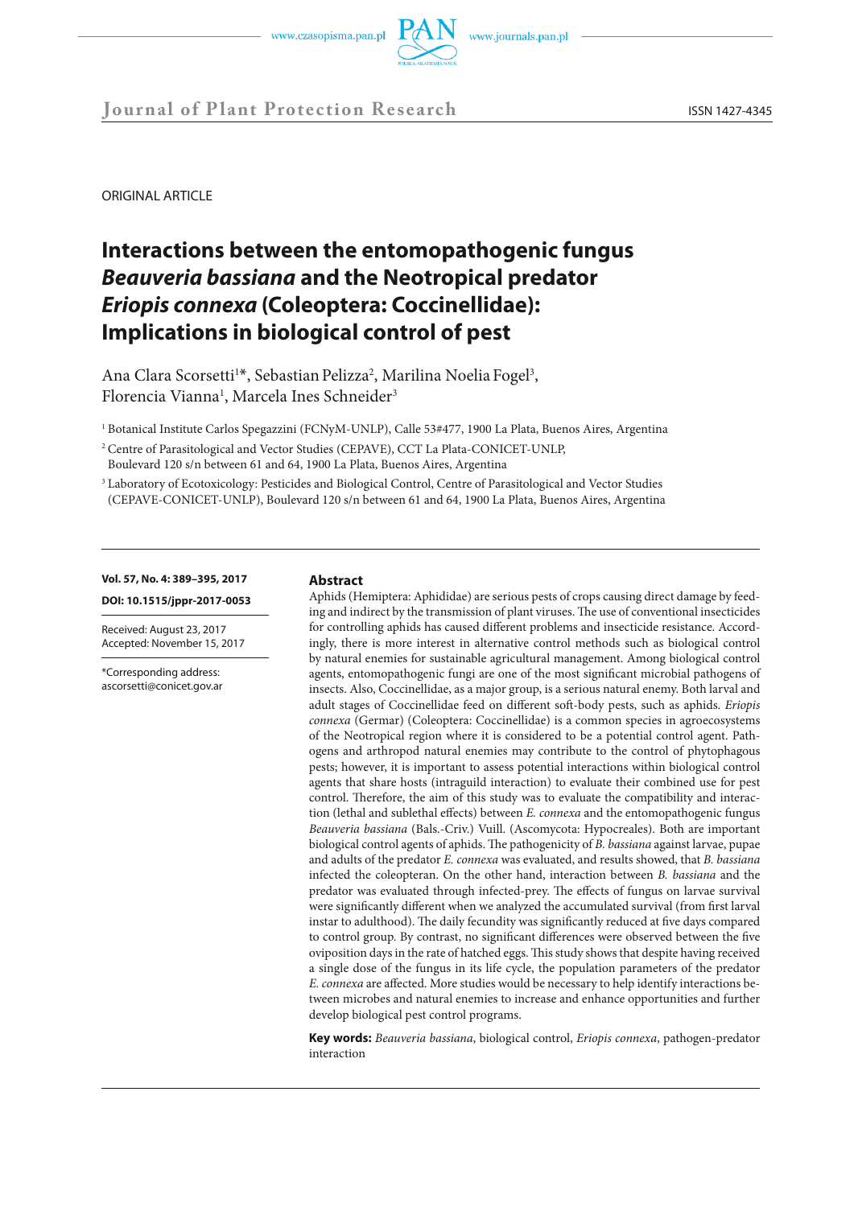ORIGINAL ARTICLE

# Interactions between the entomopathogenic fungus *Beauveria bassiana* and the Neotropical predator *Eriopis connexa* (Coleoptera: Coccinellidae): Implications in biological control of pest

Ana Clara Scorsetti[1]*, Sebastian Pelizza[2], Marilina Noelia Fogel[3], Florencia Vianna[1], Marcela Ines Schneider[3]

[1] Botanical Institute Carlos Spegazzini (FCNyM-UNLP), Calle 53#477, 1900 La Plata, Buenos Aires, Argentina

[2] Centre of Parasitological and Vector Studies (CEPAVE), CCT La Plata-CONICET-UNLP, Boulevard 120 s/n between 61 and 64, 1900 La Plata, Buenos Aires, Argentina

[3] Laboratory of Ecotoxicology: Pesticides and Biological Control, Centre of Parasitological and Vector Studies (CEPAVE-CONICET-UNLP), Boulevard 120 s/n between 61 and 64, 1900 La Plata, Buenos Aires, Argentina

**Vol. 57, No. 4: 389–395, 2017**

**DOI: 10.1515/jppr-2017-0053**

Received: August 23, 2017
Accepted: November 15, 2017

*Corresponding address:
ascorsetti@conicet.gov.ar

## Abstract

Aphids (Hemiptera: Aphididae) are serious pests of crops causing direct damage by feeding and indirect by the transmission of plant viruses. The use of conventional insecticides for controlling aphids has caused different problems and insecticide resistance. Accordingly, there is more interest in alternative control methods such as biological control by natural enemies for sustainable agricultural management. Among biological control agents, entomopathogenic fungi are one of the most significant microbial pathogens of insects. Also, Coccinellidae, as a major group, is a serious natural enemy. Both larval and adult stages of Coccinellidae feed on different soft-body pests, such as aphids. *Eriopis connexa* (Germar) (Coleoptera: Coccinellidae) is a common species in agroecosystems of the Neotropical region where it is considered to be a potential control agent. Pathogens and arthropod natural enemies may contribute to the control of phytophagous pests; however, it is important to assess potential interactions within biological control agents that share hosts (intraguild interaction) to evaluate their combined use for pest control. Therefore, the aim of this study was to evaluate the compatibility and interaction (lethal and sublethal effects) between *E. connexa* and the entomopathogenic fungus *Beauveria bassiana* (Bals.-Criv.) Vuill. (Ascomycota: Hypocreales). Both are important biological control agents of aphids. The pathogenicity of *B. bassiana* against larvae, pupae and adults of the predator *E. connexa* was evaluated, and results showed, that *B. bassiana* infected the coleopteran. On the other hand, interaction between *B. bassiana* and the predator was evaluated through infected-prey. The effects of fungus on larvae survival were significantly different when we analyzed the accumulated survival (from first larval instar to adulthood). The daily fecundity was significantly reduced at five days compared to control group. By contrast, no significant differences were observed between the five oviposition days in the rate of hatched eggs. This study shows that despite having received a single dose of the fungus in its life cycle, the population parameters of the predator *E. connexa* are affected. More studies would be necessary to help identify interactions between microbes and natural enemies to increase and enhance opportunities and further develop biological pest control programs.

**Key words:** *Beauveria bassiana*, biological control, *Eriopis connexa*, pathogen-predator interaction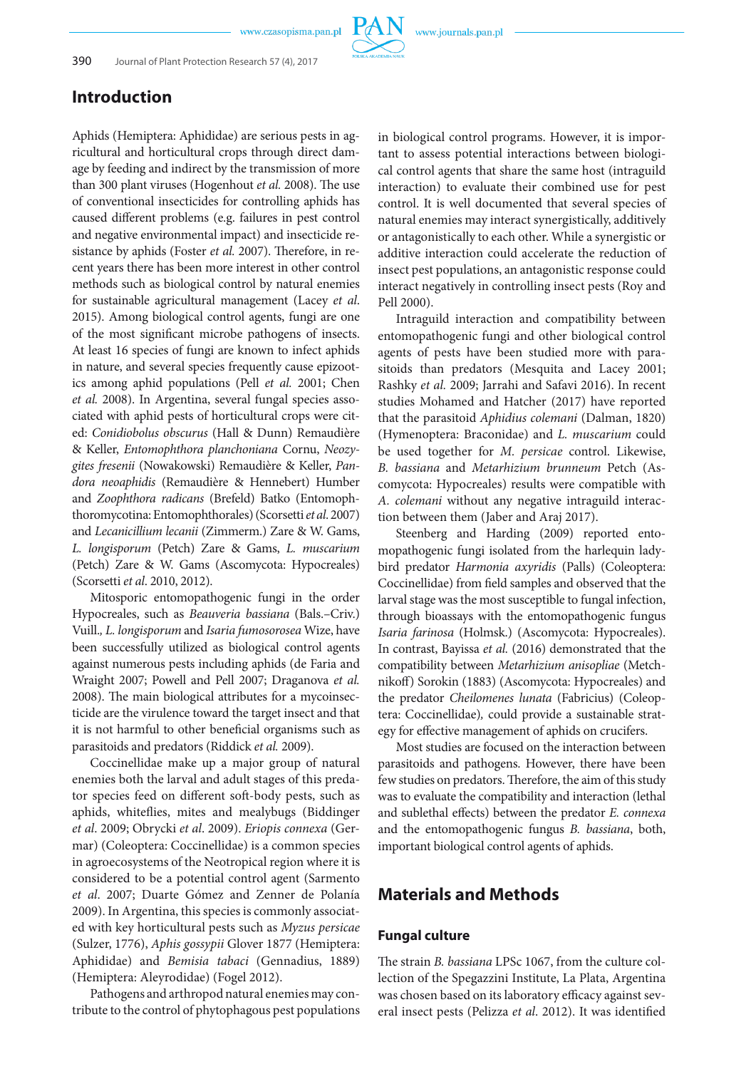## Introduction

Aphids (Hemiptera: Aphididae) are serious pests in agricultural and horticultural crops through direct damage by feeding and indirect by the transmission of more than 300 plant viruses (Hogenhout *et al.* 2008). The use of conventional insecticides for controlling aphids has caused different problems (e.g. failures in pest control and negative environmental impact) and insecticide resistance by aphids (Foster *et al.* 2007). Therefore, in recent years there has been more interest in other control methods such as biological control by natural enemies for sustainable agricultural management (Lacey *et al.* 2015). Among biological control agents, fungi are one of the most significant microbe pathogens of insects. At least 16 species of fungi are known to infect aphids in nature, and several species frequently cause epizootics among aphid populations (Pell *et al.* 2001; Chen *et al.* 2008). In Argentina, several fungal species associated with aphid pests of horticultural crops were cited: *Conidiobolus obscurus* (Hall & Dunn) Remaudière & Keller, *Entomophthora planchoniana* Cornu, *Neozygites fresenii* (Nowakowski) Remaudière & Keller, *Pandora neoaphidis* (Remaudière & Hennebert) Humber and *Zoophthora radicans* (Brefeld) Batko (Entomophthoromycotina: Entomophthorales) (Scorsetti *et al.* 2007) and *Lecanicillium lecanii* (Zimmerm.) Zare & W. Gams, *L. longisporum* (Petch) Zare & Gams, *L. muscarium* (Petch) Zare & W. Gams (Ascomycota: Hypocreales) (Scorsetti *et al*. 2010, 2012).

Mitosporic entomopathogenic fungi in the order Hypocreales, such as *Beauveria bassiana* (Bals.–Criv.) Vuill., *L. longisporum* and *Isaria fumosorosea* Wize, have been successfully utilized as biological control agents against numerous pests including aphids (de Faria and Wraight 2007; Powell and Pell 2007; Draganova *et al.* 2008). The main biological attributes for a mycoinsecticide are the virulence toward the target insect and that it is not harmful to other beneficial organisms such as parasitoids and predators (Riddick *et al.* 2009).

Coccinellidae make up a major group of natural enemies both the larval and adult stages of this predator species feed on different soft-body pests, such as aphids, whiteflies, mites and mealybugs (Biddinger *et al*. 2009; Obrycki *et al*. 2009). *Eriopis connexa* (Germar) (Coleoptera: Coccinellidae) is a common species in agroecosystems of the Neotropical region where it is considered to be a potential control agent (Sarmento *et al*. 2007; Duarte Gómez and Zenner de Polanía 2009). In Argentina, this species is commonly associated with key horticultural pests such as *Myzus persicae* (Sulzer, 1776), *Aphis gossypii* Glover 1877 (Hemiptera: Aphididae) and *Bemisia tabaci* (Gennadius, 1889) (Hemiptera: Aleyrodidae) (Fogel 2012).

Pathogens and arthropod natural enemies may contribute to the control of phytophagous pest populations in biological control programs. However, it is important to assess potential interactions between biological control agents that share the same host (intraguild interaction) to evaluate their combined use for pest control. It is well documented that several species of natural enemies may interact synergistically, additively or antagonistically to each other. While a synergistic or additive interaction could accelerate the reduction of insect pest populations, an antagonistic response could interact negatively in controlling insect pests (Roy and Pell 2000).

Intraguild interaction and compatibility between entomopathogenic fungi and other biological control agents of pests have been studied more with parasitoids than predators (Mesquita and Lacey 2001; Rashky *et al.* 2009; Jarrahi and Safavi 2016). In recent studies Mohamed and Hatcher (2017) have reported that the parasitoid *Aphidius colemani* (Dalman, 1820) (Hymenoptera: Braconidae) and *L. muscarium* could be used together for *M. persicae* control. Likewise, *B. bassiana* and *Metarhizium brunneum* Petch (Ascomycota: Hypocreales) results were compatible with *A. colemani* without any negative intraguild interaction between them (Jaber and Araj 2017).

Steenberg and Harding (2009) reported entomopathogenic fungi isolated from the harlequin ladybird predator *Harmonia axyridis* (Palls) (Coleoptera: Coccinellidae) from field samples and observed that the larval stage was the most susceptible to fungal infection, through bioassays with the entomopathogenic fungus *Isaria farinosa* (Holmsk.) (Ascomycota: Hypocreales). In contrast, Bayissa *et al.* (2016) demonstrated that the compatibility between *Metarhizium anisopliae* (Metchnikoff) Sorokin (1883) (Ascomycota: Hypocreales) and the predator *Cheilomenes lunata* (Fabricius) (Coleoptera: Coccinellidae), could provide a sustainable strategy for effective management of aphids on crucifers.

Most studies are focused on the interaction between parasitoids and pathogens. However, there have been few studies on predators. Therefore, the aim of this study was to evaluate the compatibility and interaction (lethal and sublethal effects) between the predator *E. connexa* and the entomopathogenic fungus *B. bassiana*, both, important biological control agents of aphids.

## Materials and Methods

### Fungal culture

The strain *B. bassiana* LPSc 1067, from the culture collection of the Spegazzini Institute, La Plata, Argentina was chosen based on its laboratory efficacy against several insect pests (Pelizza *et al*. 2012). It was identified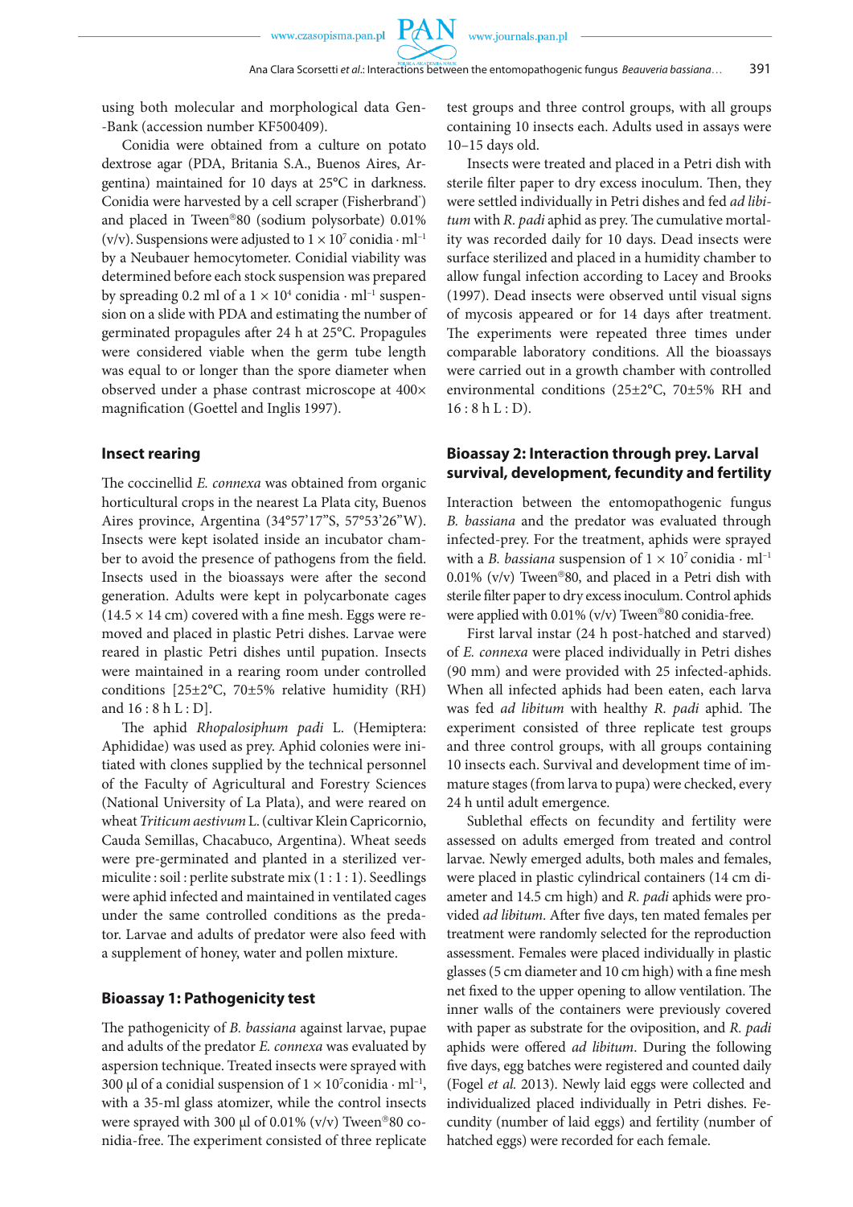using both molecular and morphological data Gen­Bank (accession number KF500409).

Conidia were obtained from a culture on potato dextrose agar (PDA, Britania S.A., Buenos Aires, Argentina) maintained for 10 days at 25°C in darkness. Conidia were harvested by a cell scraper (Fisherbrand®) and placed in Tween®80 (sodium polysorbate) 0.01% (v/v). Suspensions were adjusted to $1 \times 10^7$ conidia · ml$^{-1}$ by a Neubauer hemocytometer. Conidial viability was determined before each stock suspension was prepared by spreading 0.2 ml of a $1 \times 10^4$ conidia · ml$^{-1}$ suspension on a slide with PDA and estimating the number of germinated propagules after 24 h at 25°C. Propagules were considered viable when the germ tube length was equal to or longer than the spore diameter when observed under a phase contrast microscope at 400× magnification (Goettel and Inglis 1997).

## Insect rearing

The coccinellid *E. connexa* was obtained from organic horticultural crops in the nearest La Plata city, Buenos Aires province, Argentina (34°57'17"S, 57°53'26"W). Insects were kept isolated inside an incubator chamber to avoid the presence of pathogens from the field. Insects used in the bioassays were after the second generation. Adults were kept in polycarbonate cages (14.5 × 14 cm) covered with a fine mesh. Eggs were removed and placed in plastic Petri dishes. Larvae were reared in plastic Petri dishes until pupation. Insects were maintained in a rearing room under controlled conditions [25±2°C, 70±5% relative humidity (RH) and 16 : 8 h L : D].

The aphid *Rhopalosiphum padi* L. (Hemiptera: Aphididae) was used as prey. Aphid colonies were initiated with clones supplied by the technical personnel of the Faculty of Agricultural and Forestry Sciences (National University of La Plata), and were reared on wheat *Triticum aestivum* L. (cultivar Klein Capricornio, Cauda Semillas, Chacabuco, Argentina). Wheat seeds were pre-germinated and planted in a sterilized vermiculite : soil : perlite substrate mix (1 : 1 : 1). Seedlings were aphid infected and maintained in ventilated cages under the same controlled conditions as the predator. Larvae and adults of predator were also feed with a supplement of honey, water and pollen mixture.

## Bioassay 1: Pathogenicity test

The pathogenicity of *B. bassiana* against larvae, pupae and adults of the predator *E. connexa* was evaluated by aspersion technique. Treated insects were sprayed with 300 μl of a conidial suspension of $1 \times 10^7$conidia · ml$^{-1}$, with a 35-ml glass atomizer, while the control insects were sprayed with 300 μl of 0.01% (v/v) Tween®80 conidia-free. The experiment consisted of three replicate test groups and three control groups, with all groups containing 10 insects each. Adults used in assays were 10–15 days old.

Insects were treated and placed in a Petri dish with sterile filter paper to dry excess inoculum. Then, they were settled individually in Petri dishes and fed *ad libitum* with *R. padi* aphid as prey. The cumulative mortality was recorded daily for 10 days. Dead insects were surface sterilized and placed in a humidity chamber to allow fungal infection according to Lacey and Brooks (1997). Dead insects were observed until visual signs of mycosis appeared or for 14 days after treatment. The experiments were repeated three times under comparable laboratory conditions. All the bioassays were carried out in a growth chamber with controlled environmental conditions (25±2°C, 70±5% RH and 16 : 8 h L : D).

## Bioassay 2: Interaction through prey. Larval survival, development, fecundity and fertility

Interaction between the entomopathogenic fungus *B. bassiana* and the predator was evaluated through infected-prey. For the treatment, aphids were sprayed with a *B. bassiana* suspension of $1 \times 10^7$ conidia · ml$^{-1}$ 0.01% (v/v) Tween®80, and placed in a Petri dish with sterile filter paper to dry excess inoculum. Control aphids were applied with 0.01% (v/v) Tween®80 conidia-free.

First larval instar (24 h post-hatched and starved) of *E. connexa* were placed individually in Petri dishes (90 mm) and were provided with 25 infected-aphids. When all infected aphids had been eaten, each larva was fed *ad libitum* with healthy *R. padi* aphid. The experiment consisted of three replicate test groups and three control groups, with all groups containing 10 insects each. Survival and development time of immature stages (from larva to pupa) were checked, every 24 h until adult emergence.

Sublethal effects on fecundity and fertility were assessed on adults emerged from treated and control larvae. Newly emerged adults, both males and females, were placed in plastic cylindrical containers (14 cm diameter and 14.5 cm high) and *R. padi* aphids were provided *ad libitum*. After five days, ten mated females per treatment were randomly selected for the reproduction assessment. Females were placed individually in plastic glasses (5 cm diameter and 10 cm high) with a fine mesh net fixed to the upper opening to allow ventilation. The inner walls of the containers were previously covered with paper as substrate for the oviposition, and *R. padi* aphids were offered *ad libitum*. During the following five days, egg batches were registered and counted daily (Fogel *et al.* 2013). Newly laid eggs were collected and individualized placed individually in Petri dishes. Fecundity (number of laid eggs) and fertility (number of hatched eggs) were recorded for each female.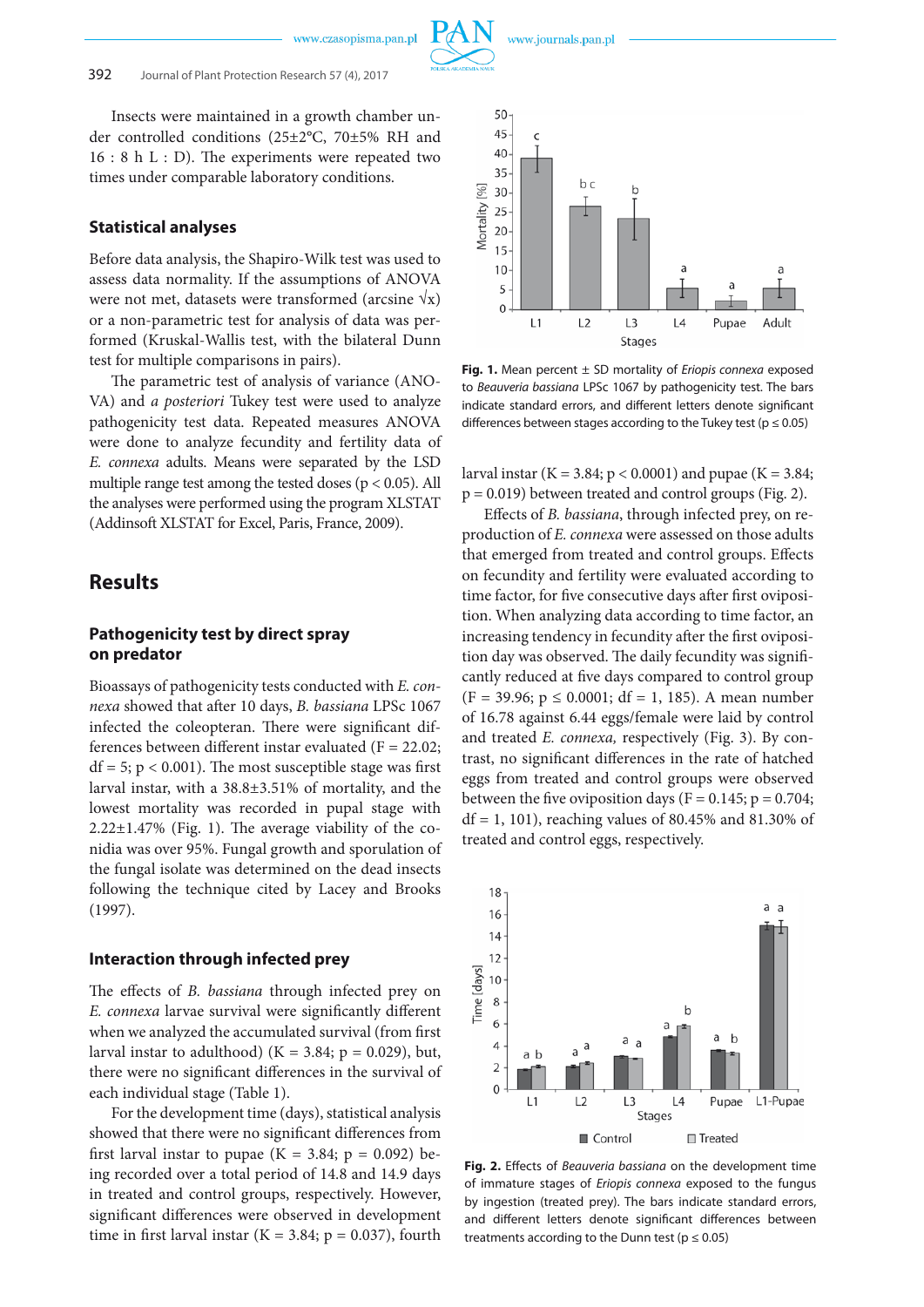Insects were maintained in a growth chamber under controlled conditions (25±2°C, 70±5% RH and 16 : 8 h L : D). The experiments were repeated two times under comparable laboratory conditions.

### Statistical analyses

Before data analysis, the Shapiro-Wilk test was used to assess data normality. If the assumptions of ANOVA were not met, datasets were transformed (arcsine $\sqrt{x}$) or a non-parametric test for analysis of data was performed (Kruskal-Wallis test, with the bilateral Dunn test for multiple comparisons in pairs).

The parametric test of analysis of variance (ANOVA) and *a posteriori* Tukey test were used to analyze pathogenicity test data. Repeated measures ANOVA were done to analyze fecundity and fertility data of *E. connexa* adults. Means were separated by the LSD multiple range test among the tested doses ($p < 0.05$). All the analyses were performed using the program XLSTAT (Addinsoft XLSTAT for Excel, Paris, France, 2009).

## Results

### Pathogenicity test by direct spray on predator

Bioassays of pathogenicity tests conducted with *E. connexa* showed that after 10 days, *B. bassiana* LPSc 1067 infected the coleopteran. There were significant differences between different instar evaluated ($F = 22.02$; $df = 5$; $p < 0.001$). The most susceptible stage was first larval instar, with a 38.8±3.51% of mortality, and the lowest mortality was recorded in pupal stage with 2.22±1.47% (Fig. 1). The average viability of the conidia was over 95%. Fungal growth and sporulation of the fungal isolate was determined on the dead insects following the technique cited by Lacey and Brooks (1997).

**Fig. 1.** Mean percent ± SD mortality of *Eriopis connexa* exposed to *Beauveria bassiana* LPSc 1067 by pathogenicity test. The bars indicate standard errors, and different letters denote significant differences between stages according to the Tukey test ($p \leq 0.05$)

### Interaction through infected prey

The effects of *B. bassiana* through infected prey on *E. connexa* larvae survival were significantly different when we analyzed the accumulated survival (from first larval instar to adulthood) ($K = 3.84$; $p = 0.029$), but, there were no significant differences in the survival of each individual stage (Table 1).

For the development time (days), statistical analysis showed that there were no significant differences from first larval instar to pupae ($K = 3.84$; $p = 0.092$) being recorded over a total period of 14.8 and 14.9 days in treated and control groups, respectively. However, significant differences were observed in development time in first larval instar ($K = 3.84$; $p = 0.037$), fourth larval instar ($K = 3.84$; $p < 0.0001$) and pupae ($K = 3.84$; $p = 0.019$) between treated and control groups (Fig. 2).

Effects of *B. bassiana*, through infected prey, on reproduction of *E. connexa* were assessed on those adults that emerged from treated and control groups. Effects on fecundity and fertility were evaluated according to time factor, for five consecutive days after first oviposition. When analyzing data according to time factor, an increasing tendency in fecundity after the first oviposition day was observed. The daily fecundity was significantly reduced at five days compared to control group ($F = 39.96$; $p \leq 0.0001$; $df = 1, 185$). A mean number of 16.78 against 6.44 eggs/female were laid by control and treated *E. connexa,* respectively (Fig. 3). By contrast, no significant differences in the rate of hatched eggs from treated and control groups were observed between the five oviposition days ($F = 0.145$; $p = 0.704$; $df = 1, 101$), reaching values of 80.45% and 81.30% of treated and control eggs, respectively.

**Fig. 2.** Effects of *Beauveria bassiana* on the development time of immature stages of *Eriopis connexa* exposed to the fungus by ingestion (treated prey). The bars indicate standard errors, and different letters denote significant differences between treatments according to the Dunn test ($p \leq 0.05$)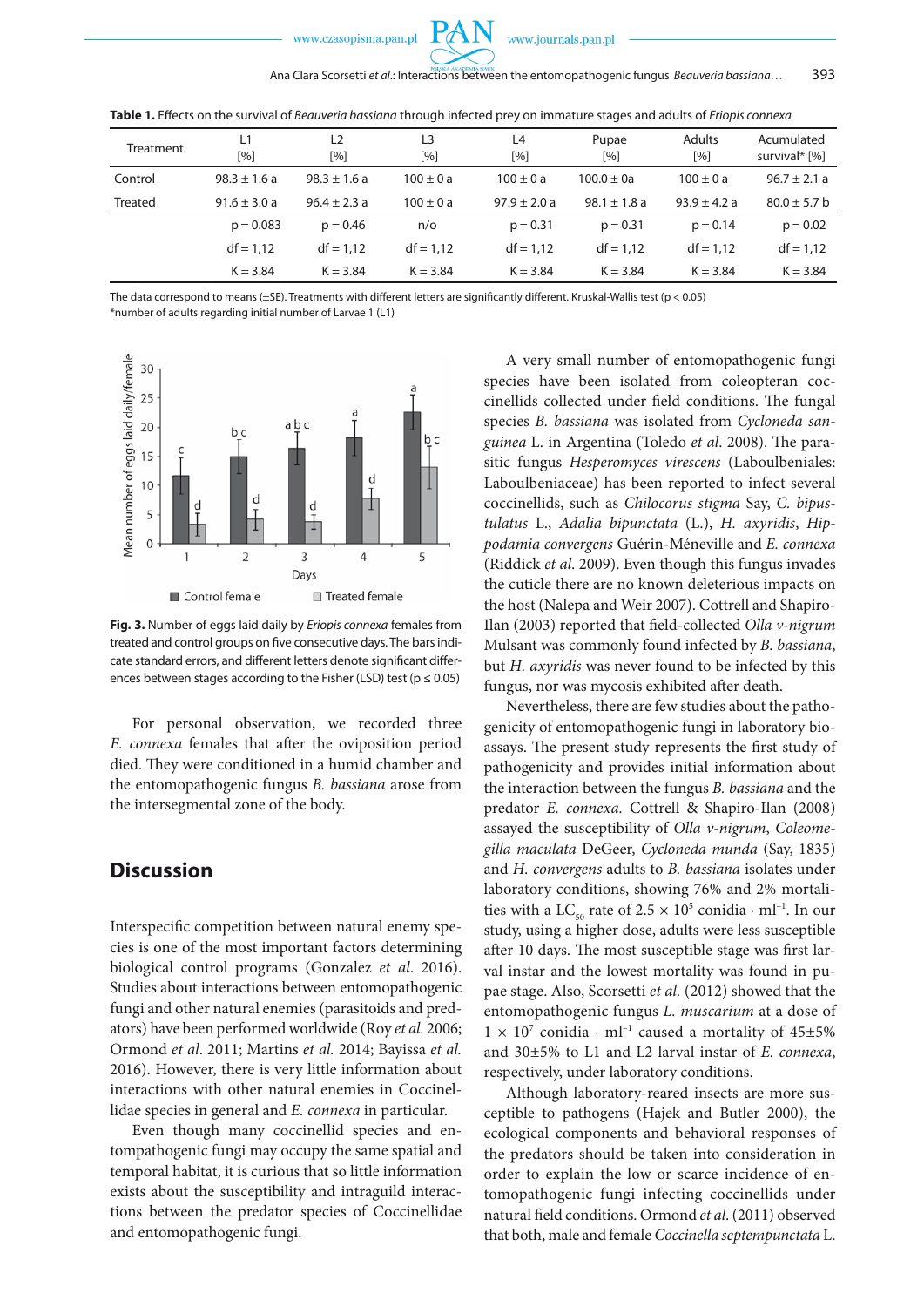**Table 1.** Effects on the survival of *Beauveria bassiana* through infected prey on immature stages and adults of *Eriopis connexa*

| Treatment | L1 [%] | L2 [%] | L3 [%] | L4 [%] | Pupae [%] | Adults [%] | Acumulated survival* [%] |
|---|---|---|---|---|---|---|---|
| Control | 98.3 ± 1.6 a | 98.3 ± 1.6 a | 100 ± 0 a | 100 ± 0 a | 100.0 ± 0a | 100 ± 0 a | 96.7 ± 2.1 a |
| Treated | 91.6 ± 3.0 a | 96.4 ± 2.3 a | 100 ± 0 a | 97.9 ± 2.0 a | 98.1 ± 1.8 a | 93.9 ± 4.2 a | 80.0 ± 5.7 b |
| | p = 0.083 | p = 0.46 | n/o | p = 0.31 | p = 0.31 | p = 0.14 | p = 0.02 |
| | df = 1,12 | df = 1,12 | df = 1,12 | df = 1,12 | df = 1,12 | df = 1,12 | df = 1,12 |
| | K = 3.84 | K = 3.84 | K = 3.84 | K = 3.84 | K = 3.84 | K = 3.84 | K = 3.84 |

The data correspond to means (±SE). Treatments with different letters are significantly different. Kruskal-Wallis test ($p < 0.05$)
*number of adults regarding initial number of Larvae 1 (L1)

**Fig. 3.** Number of eggs laid daily by *Eriopis connexa* females from treated and control groups on five consecutive days. The bars indicate standard errors, and different letters denote significant differences between stages according to the Fisher (LSD) test ($p \leq 0.05$)

For personal observation, we recorded three *E. connexa* females that after the oviposition period died. They were conditioned in a humid chamber and the entomopathogenic fungus *B. bassiana* arose from the intersegmental zone of the body.

## Discussion

Interspecific competition between natural enemy species is one of the most important factors determining biological control programs (Gonzalez *et al.* 2016). Studies about interactions between entomopathogenic fungi and other natural enemies (parasitoids and predators) have been performed worldwide (Roy *et al.* 2006; Ormond *et al.* 2011; Martins *et al.* 2014; Bayissa *et al.* 2016). However, there is very little information about interactions with other natural enemies in Coccinellidae species in general and *E. connexa* in particular.

Even though many coccinellid species and entompathogenic fungi may occupy the same spatial and temporal habitat, it is curious that so little information exists about the susceptibility and intraguild interactions between the predator species of Coccinellidae and entomopathogenic fungi.

A very small number of entomopathogenic fungi species have been isolated from coleopteran coccinellids collected under field conditions. The fungal species *B. bassiana* was isolated from *Cycloneda sanguinea* L. in Argentina (Toledo *et al.* 2008). The parasitic fungus *Hesperomyces virescens* (Laboulbeniales: Laboulbeniaceae) has been reported to infect several coccinellids, such as *Chilocorus stigma* Say, *C. bipustulatus* L., *Adalia bipunctata* (L.), *H. axyridis*, *Hippodamia convergens* Guérin-Méneville and *E. connexa* (Riddick *et al.* 2009). Even though this fungus invades the cuticle there are no known deleterious impacts on the host (Nalepa and Weir 2007). Cottrell and Shapiro-Ilan (2003) reported that field-collected *Olla v-nigrum* Mulsant was commonly found infected by *B. bassiana*, but *H. axyridis* was never found to be infected by this fungus, nor was mycosis exhibited after death.

Nevertheless, there are few studies about the pathogenicity of entomopathogenic fungi in laboratory bioassays. The present study represents the first study of pathogenicity and provides initial information about the interaction between the fungus *B. bassiana* and the predator *E. connexa.* Cottrell & Shapiro-Ilan (2008) assayed the susceptibility of *Olla v-nigrum*, *Coleomegilla maculata* DeGeer, *Cycloneda munda* (Say, 1835) and *H. convergens* adults to *B. bassiana* isolates under laboratory conditions, showing 76% and 2% mortalities with a $LC_{50}$ rate of $2.5 \times 10^5$ conidia · $ml^{-1}$. In our study, using a higher dose, adults were less susceptible after 10 days. The most susceptible stage was first larval instar and the lowest mortality was found in pupae stage. Also, Scorsetti *et al.* (2012) showed that the entomopathogenic fungus *L. muscarium* at a dose of $1 \times 10^7$ conidia · $ml^{-1}$ caused a mortality of 45±5% and 30±5% to L1 and L2 larval instar of *E. connexa*, respectively, under laboratory conditions.

Although laboratory-reared insects are more susceptible to pathogens (Hajek and Butler 2000), the ecological components and behavioral responses of the predators should be taken into consideration in order to explain the low or scarce incidence of entomopathogenic fungi infecting coccinellids under natural field conditions. Ormond *et al.* (2011) observed that both, male and female *Coccinella septempunctata* L.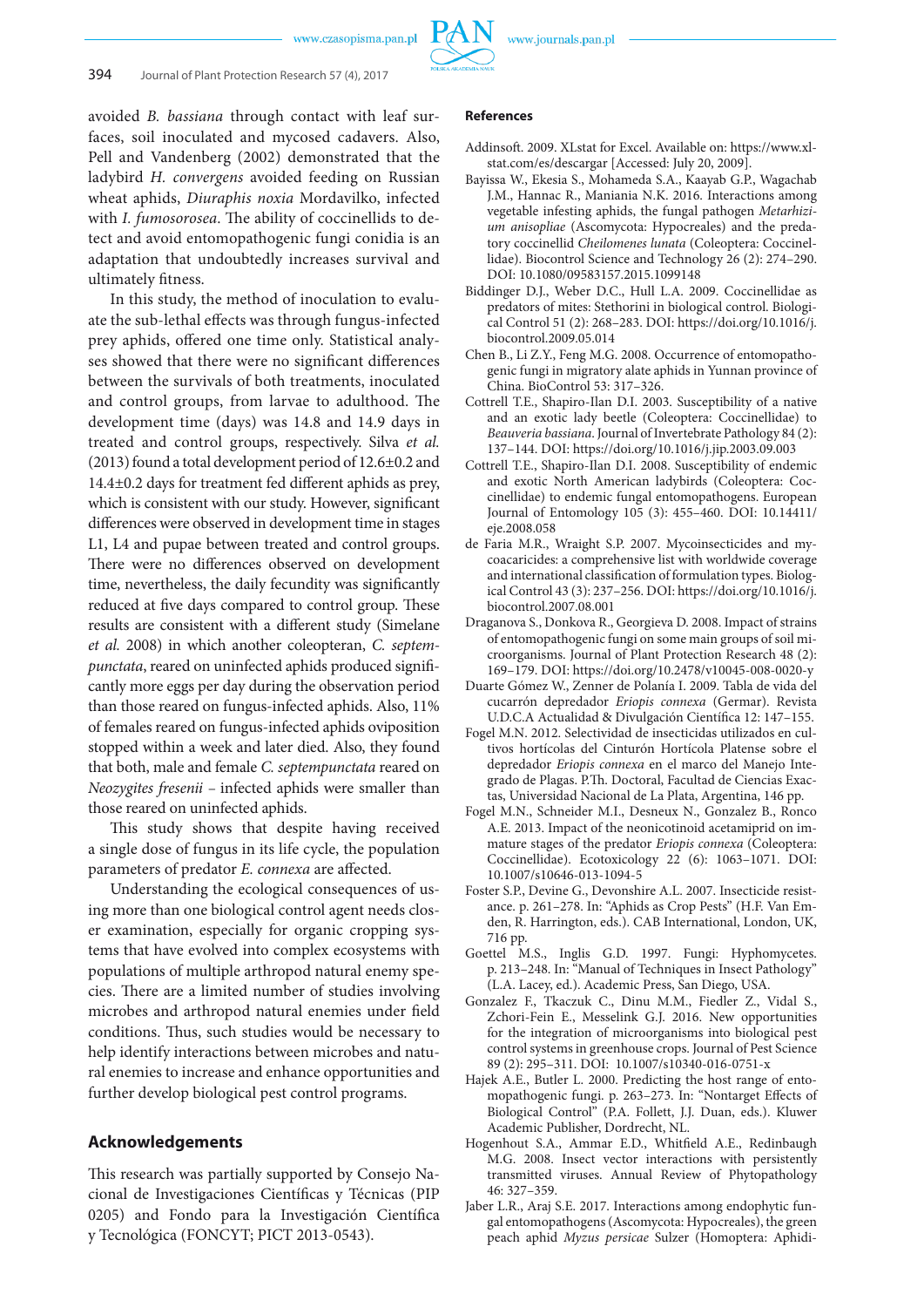avoided *B. bassiana* through contact with leaf surfaces, soil inoculated and mycosed cadavers. Also, Pell and Vandenberg (2002) demonstrated that the ladybird *H. convergens* avoided feeding on Russian wheat aphids, *Diuraphis noxia* Mordavilko, infected with *I. fumosorosea*. The ability of coccinellids to detect and avoid entomopathogenic fungi conidia is an adaptation that undoubtedly increases survival and ultimately fitness.

In this study, the method of inoculation to evaluate the sub-lethal effects was through fungus-infected prey aphids, offered one time only. Statistical analyses showed that there were no significant differences between the survivals of both treatments, inoculated and control groups, from larvae to adulthood. The development time (days) was 14.8 and 14.9 days in treated and control groups, respectively. Silva *et al.* (2013) found a total development period of 12.6±0.2 and 14.4±0.2 days for treatment fed different aphids as prey, which is consistent with our study. However, significant differences were observed in development time in stages L1, L4 and pupae between treated and control groups. There were no differences observed on development time, nevertheless, the daily fecundity was significantly reduced at five days compared to control group. These results are consistent with a different study (Simelane *et al.* 2008) in which another coleopteran, *C. septempunctata*, reared on uninfected aphids produced significantly more eggs per day during the observation period than those reared on fungus-infected aphids. Also, 11% of females reared on fungus-infected aphids oviposition stopped within a week and later died. Also, they found that both, male and female *C. septempunctata* reared on *Neozygites fresenii* – infected aphids were smaller than those reared on uninfected aphids.

This study shows that despite having received a single dose of fungus in its life cycle, the population parameters of predator *E. connexa* are affected.

Understanding the ecological consequences of using more than one biological control agent needs closer examination, especially for organic cropping systems that have evolved into complex ecosystems with populations of multiple arthropod natural enemy species. There are a limited number of studies involving microbes and arthropod natural enemies under field conditions. Thus, such studies would be necessary to help identify interactions between microbes and natural enemies to increase and enhance opportunities and further develop biological pest control programs.

## Acknowledgements

This research was partially supported by Consejo Nacional de Investigaciones Científicas y Técnicas (PIP 0205) and Fondo para la Investigación Científica y Tecnológica (FONCYT; PICT 2013-0543).

## References

Addinsoft. 2009. XLstat for Excel. Available on: https://www.xlstat.com/es/descargar [Accessed: July 20, 2009].

Bayissa W., Ekesia S., Mohameda S.A., Kaayab G.P., Wagachab J.M., Hannac R., Maniania N.K. 2016. Interactions among vegetable infesting aphids, the fungal pathogen *Metarhizium anisopliae* (Ascomycota: Hypocreales) and the predatory coccinellid *Cheilomenes lunata* (Coleoptera: Coccinellidae). Biocontrol Science and Technology 26 (2): 274–290. DOI: 10.1080/09583157.2015.1099148

Biddinger D.J., Weber D.C., Hull L.A. 2009. Coccinellidae as predators of mites: Stethorini in biological control. Biological Control 51 (2): 268–283. DOI: https://doi.org/10.1016/j.biocontrol.2009.05.014

Chen B., Li Z.Y., Feng M.G. 2008. Occurrence of entomopathogenic fungi in migratory alate aphids in Yunnan province of China. BioControl 53: 317–326.

Cottrell T.E., Shapiro-Ilan D.I. 2003. Susceptibility of a native and an exotic lady beetle (Coleoptera: Coccinellidae) to *Beauveria bassiana*. Journal of Invertebrate Pathology 84 (2): 137–144. DOI: https://doi.org/10.1016/j.jip.2003.09.003

Cottrell T.E., Shapiro-Ilan D.I. 2008. Susceptibility of endemic and exotic North American ladybirds (Coleoptera: Coccinellidae) to endemic fungal entomopathogens. European Journal of Entomology 105 (3): 455–460. DOI: 10.14411/eje.2008.058

de Faria M.R., Wraight S.P. 2007. Mycoinsecticides and mycoacaricides: a comprehensive list with worldwide coverage and international classification of formulation types. Biological Control 43 (3): 237–256. DOI: https://doi.org/10.1016/j.biocontrol.2007.08.001

Draganova S., Donkova R., Georgieva D. 2008. Impact of strains of entomopathogenic fungi on some main groups of soil microorganisms. Journal of Plant Protection Research 48 (2): 169–179. DOI: https://doi.org/10.2478/v10045-008-0020-y

Duarte Gómez W., Zenner de Polanía I. 2009. Tabla de vida del cucarrón depredador *Eriopis connexa* (Germar). Revista U.D.C.A Actualidad & Divulgación Científica 12: 147–155.

Fogel M.N. 2012. Selectividad de insecticidas utilizados en cultivos hortícolas del Cinturón Hortícola Platense sobre el depredador *Eriopis connexa* en el marco del Manejo Integrado de Plagas. P.Th. Doctoral, Facultad de Ciencias Exactas, Universidad Nacional de La Plata, Argentina, 146 pp.

Fogel M.N., Schneider M.I., Desneux N., Gonzalez B., Ronco A.E. 2013. Impact of the neonicotinoid acetamiprid on immature stages of the predator *Eriopis connexa* (Coleoptera: Coccinellidae). Ecotoxicology 22 (6): 1063–1071. DOI: 10.1007/s10646-013-1094-5

Foster S.P., Devine G., Devonshire A.L. 2007. Insecticide resistance. p. 261–278. In: "Aphids as Crop Pests" (H.F. Van Emden, R. Harrington, eds.). CAB International, London, UK, 716 pp.

Goettel M.S., Inglis G.D. 1997. Fungi: Hyphomycetes. p. 213–248. In: "Manual of Techniques in Insect Pathology" (L.A. Lacey, ed.). Academic Press, San Diego, USA.

Gonzalez F., Tkaczuk C., Dinu M.M., Fiedler Z., Vidal S., Zchori-Fein E., Messelink G.J. 2016. New opportunities for the integration of microorganisms into biological pest control systems in greenhouse crops. Journal of Pest Science 89 (2): 295–311. DOI: 10.1007/s10340-016-0751-x

Hajek A.E., Butler L. 2000. Predicting the host range of entomopathogenic fungi. p. 263–273. In: "Nontarget Effects of Biological Control" (P.A. Follett, J.J. Duan, eds.). Kluwer Academic Publisher, Dordrecht, NL.

Hogenhout S.A., Ammar E.D., Whitfield A.E., Redinbaugh M.G. 2008. Insect vector interactions with persistently transmitted viruses. Annual Review of Phytopathology 46: 327–359.

Jaber L.R., Araj S.E. 2017. Interactions among endophytic fungal entomopathogens (Ascomycota: Hypocreales), the green peach aphid *Myzus persicae* Sulzer (Homoptera: Aphidi-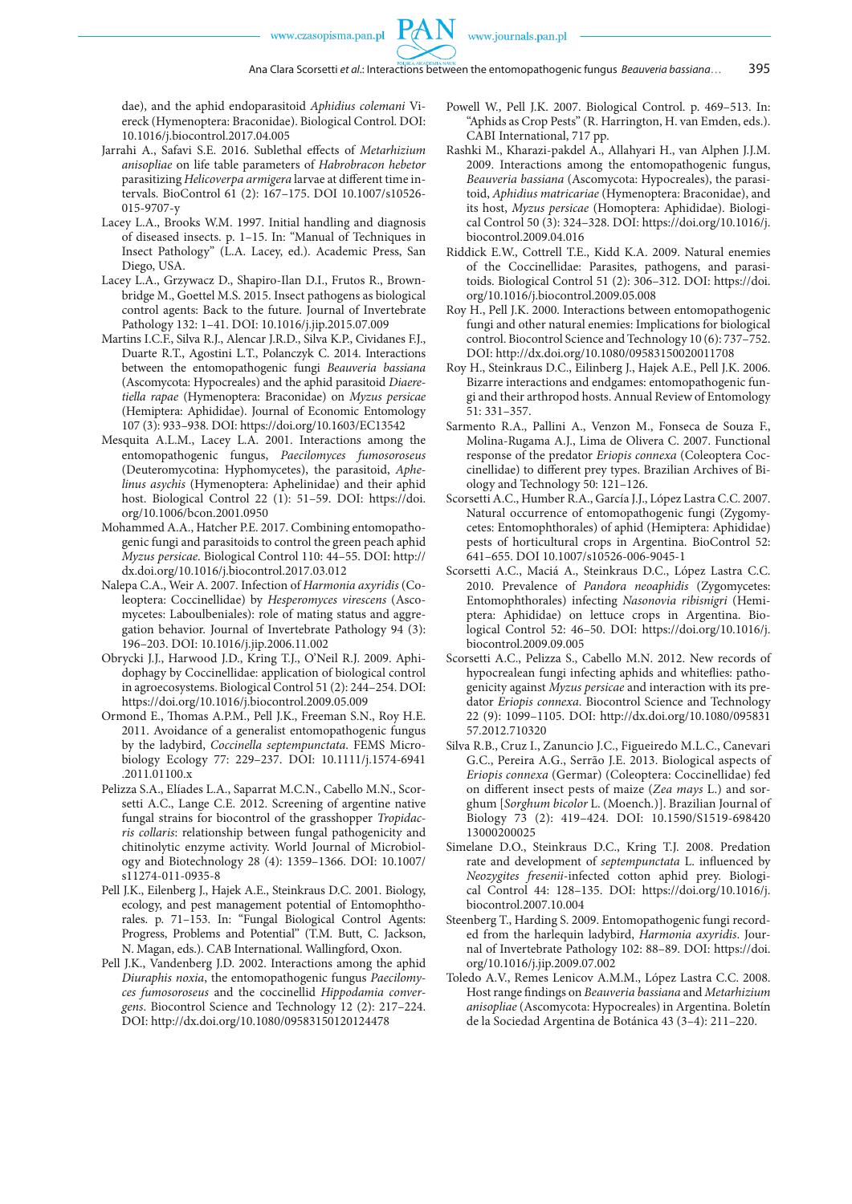dae), and the aphid endoparasitoid *Aphidius colemani* Viereck (Hymenoptera: Braconidae). Biological Control. DOI: 10.1016/j.biocontrol.2017.04.005

Jarrahi A., Safavi S.E. 2016. Sublethal effects of *Metarhizium anisopliae* on life table parameters of *Habrobracon hebetor* parasitizing *Helicoverpa armigera* larvae at different time intervals. BioControl 61 (2): 167–175. DOI 10.1007/s10526-015-9707-y

Lacey L.A., Brooks W.M. 1997. Initial handling and diagnosis of diseased insects. p. 1–15. In: "Manual of Techniques in Insect Pathology" (L.A. Lacey, ed.). Academic Press, San Diego, USA.

Lacey L.A., Grzywacz D., Shapiro-Ilan D.I., Frutos R., Brownbridge M., Goettel M.S. 2015. Insect pathogens as biological control agents: Back to the future. Journal of Invertebrate Pathology 132: 1–41. DOI: 10.1016/j.jip.2015.07.009

Martins I.C.F., Silva R.J., Alencar J.R.D., Silva K.P., Cividanes F.J., Duarte R.T., Agostini L.T., Polanczyk C. 2014. Interactions between the entomopathogenic fungi *Beauveria bassiana* (Ascomycota: Hypocreales) and the aphid parasitoid *Diaeretiella rapae* (Hymenoptera: Braconidae) on *Myzus persicae* (Hemiptera: Aphididae). Journal of Economic Entomology 107 (3): 933–938. DOI: https://doi.org/10.1603/EC13542

Mesquita A.L.M., Lacey L.A. 2001. Interactions among the entomopathogenic fungus, *Paecilomyces fumosoroseus* (Deuteromycotina: Hyphomycetes), the parasitoid, *Aphelinus asychis* (Hymenoptera: Aphelinidae) and their aphid host. Biological Control 22 (1): 51–59. DOI: https://doi.org/10.1006/bcon.2001.0950

Mohammed A.A., Hatcher P.E. 2017. Combining entomopathogenic fungi and parasitoids to control the green peach aphid *Myzus persicae*. Biological Control 110: 44–55. DOI: http://dx.doi.org/10.1016/j.biocontrol.2017.03.012

Nalepa C.A., Weir A. 2007. Infection of *Harmonia axyridis* (Coleoptera: Coccinellidae) by *Hesperomyces virescens* (Ascomycetes: Laboulbeniales): role of mating status and aggregation behavior. Journal of Invertebrate Pathology 94 (3): 196–203. DOI: 10.1016/j.jip.2006.11.002

Obrycki J.J., Harwood J.D., Kring T.J., O'Neil R.J. 2009. Aphidophagy by Coccinellidae: application of biological control in agroecosystems. Biological Control 51 (2): 244–254. DOI: https://doi.org/10.1016/j.biocontrol.2009.05.009

Ormond E., Thomas A.P.M., Pell J.K., Freeman S.N., Roy H.E. 2011. Avoidance of a generalist entomopathogenic fungus by the ladybird, *Coccinella septempunctata*. FEMS Microbiology Ecology 77: 229–237. DOI: 10.1111/j.1574-6941.2011.01100.x

Pelizza S.A., Elíades L.A., Saparrat M.C.N., Cabello M.N., Scorsetti A.C., Lange C.E. 2012. Screening of argentine native fungal strains for biocontrol of the grasshopper *Tropidacris collaris*: relationship between fungal pathogenicity and chitinolytic enzyme activity. World Journal of Microbiology and Biotechnology 28 (4): 1359–1366. DOI: 10.1007/s11274-011-0935-8

Pell J.K., Eilenberg J., Hajek A.E., Steinkraus D.C. 2001. Biology, ecology, and pest management potential of Entomophthorales. p. 71–153. In: "Fungal Biological Control Agents: Progress, Problems and Potential" (T.M. Butt, C. Jackson, N. Magan, eds.). CAB International. Wallingford, Oxon.

Pell J.K., Vandenberg J.D. 2002. Interactions among the aphid *Diuraphis noxia*, the entomopathogenic fungus *Paecilomyces fumosoroseus* and the coccinellid *Hippodamia convergens*. Biocontrol Science and Technology 12 (2): 217–224. DOI: http://dx.doi.org/10.1080/09583150120124478

Powell W., Pell J.K. 2007. Biological Control. p. 469–513. In: "Aphids as Crop Pests" (R. Harrington, H. van Emden, eds.). CABI International, 717 pp.

Rashki M., Kharazi-pakdel A., Allahyari H., van Alphen J.J.M. 2009. Interactions among the entomopathogenic fungus, *Beauveria bassiana* (Ascomycota: Hypocreales), the parasitoid, *Aphidius matricariae* (Hymenoptera: Braconidae), and its host, *Myzus persicae* (Homoptera: Aphididae). Biological Control 50 (3): 324–328. DOI: https://doi.org/10.1016/j.biocontrol.2009.04.016

Riddick E.W., Cottrell T.E., Kidd K.A. 2009. Natural enemies of the Coccinellidae: Parasites, pathogens, and parasitoids. Biological Control 51 (2): 306–312. DOI: https://doi.org/10.1016/j.biocontrol.2009.05.008

Roy H., Pell J.K. 2000. Interactions between entomopathogenic fungi and other natural enemies: Implications for biological control. Biocontrol Science and Technology 10 (6): 737–752. DOI: http://dx.doi.org/10.1080/09583150020011708

Roy H., Steinkraus D.C., Eilinberg J., Hajek A.E., Pell J.K. 2006. Bizarre interactions and endgames: entomopathogenic fungi and their arthropod hosts. Annual Review of Entomology 51: 331–357.

Sarmento R.A., Pallini A., Venzon M., Fonseca de Souza F., Molina-Rugama A.J., Lima de Olivera C. 2007. Functional response of the predator *Eriopis connexa* (Coleoptera Coccinellidae) to different prey types. Brazilian Archives of Biology and Technology 50: 121–126.

Scorsetti A.C., Humber R.A., García J.J., López Lastra C.C. 2007. Natural occurrence of entomopathogenic fungi (Zygomycetes: Entomophthorales) of aphid (Hemiptera: Aphididae) pests of horticultural crops in Argentina. BioControl 52: 641–655. DOI 10.1007/s10526-006-9045-1

Scorsetti A.C., Maciá A., Steinkraus D.C., López Lastra C.C. 2010. Prevalence of *Pandora neoaphidis* (Zygomycetes: Entomophthorales) infecting *Nasonovia ribisnigri* (Hemiptera: Aphididae) on lettuce crops in Argentina. Biological Control 52: 46–50. DOI: https://doi.org/10.1016/j.biocontrol.2009.09.005

Scorsetti A.C., Pelizza S., Cabello M.N. 2012. New records of hypocrealean fungi infecting aphids and whiteflies: pathogenicity against *Myzus persicae* and interaction with its predator *Eriopis connexa*. Biocontrol Science and Technology 22 (9): 1099–1105. DOI: http://dx.doi.org/10.1080/09583157.2012.710320

Silva R.B., Cruz I., Zanuncio J.C., Figueiredo M.L.C., Canevari G.C., Pereira A.G., Serrão J.E. 2013. Biological aspects of *Eriopis connexa* (Germar) (Coleoptera: Coccinellidae) fed on different insect pests of maize (*Zea mays* L.) and sorghum [*Sorghum bicolor* L. (Moench.)]. Brazilian Journal of Biology 73 (2): 419–424. DOI: 10.1590/S1519-69842013000200025

Simelane D.O., Steinkraus D.C., Kring T.J. 2008. Predation rate and development of *septempunctata* L. influenced by *Neozygites fresenii*-infected cotton aphid prey. Biological Control 44: 128–135. DOI: https://doi.org/10.1016/j.biocontrol.2007.10.004

Steenberg T., Harding S. 2009. Entomopathogenic fungi recorded from the harlequin ladybird, *Harmonia axyridis*. Journal of Invertebrate Pathology 102: 88–89. DOI: https://doi.org/10.1016/j.jip.2009.07.002

Toledo A.V., Remes Lenicov A.M.M., López Lastra C.C. 2008. Host range findings on *Beauveria bassiana* and *Metarhizium anisopliae* (Ascomycota: Hypocreales) in Argentina. Boletín de la Sociedad Argentina de Botánica 43 (3–4): 211–220.